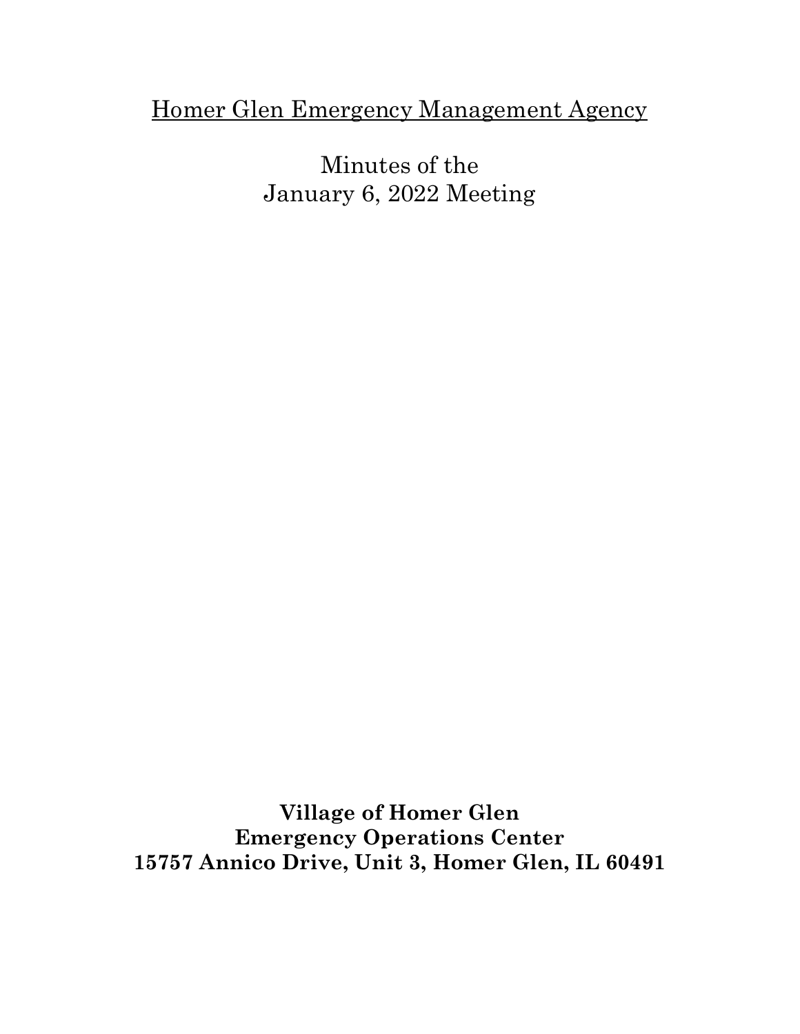<u>Homer Glen Emergency Management Agency</u>

Minutes of the
January 6, 2022 Meeting

**Village of Homer Glen**
**Emergency Operations Center**
**15757 Annico Drive, Unit 3, Homer Glen, IL 60491**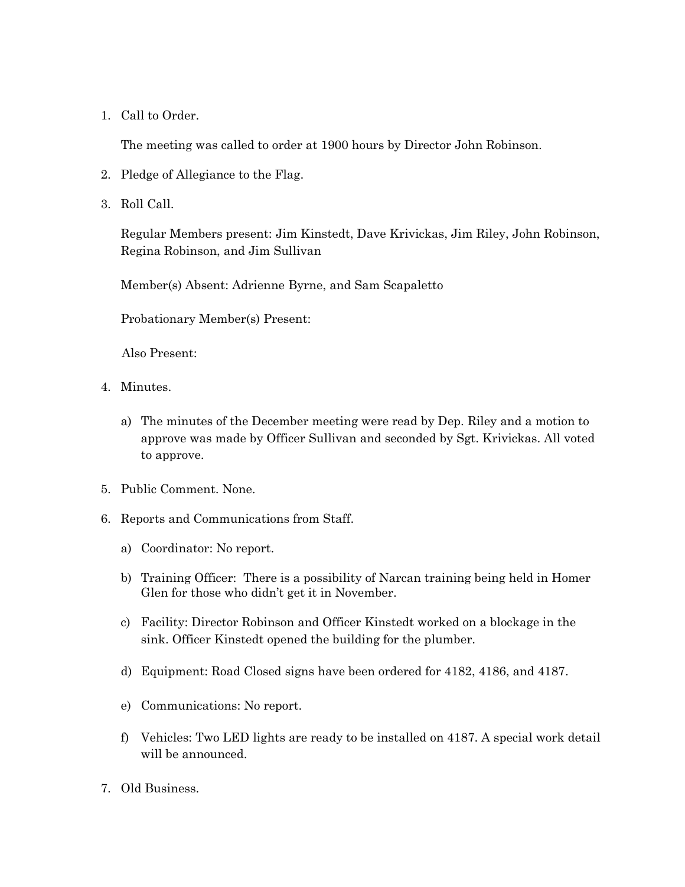1. Call to Order.

   The meeting was called to order at 1900 hours by Director John Robinson.

2. Pledge of Allegiance to the Flag.

3. Roll Call.

   Regular Members present: Jim Kinstedt, Dave Krivickas, Jim Riley, John Robinson, Regina Robinson, and Jim Sullivan

   Member(s) Absent: Adrienne Byrne, and Sam Scapaletto

   Probationary Member(s) Present:

   Also Present:

4. Minutes.

   a) The minutes of the December meeting were read by Dep. Riley and a motion to approve was made by Officer Sullivan and seconded by Sgt. Krivickas. All voted to approve.

5. Public Comment. None.

6. Reports and Communications from Staff.

   a) Coordinator: No report.

   b) Training Officer: There is a possibility of Narcan training being held in Homer Glen for those who didn't get it in November.

   c) Facility: Director Robinson and Officer Kinstedt worked on a blockage in the sink. Officer Kinstedt opened the building for the plumber.

   d) Equipment: Road Closed signs have been ordered for 4182, 4186, and 4187.

   e) Communications: No report.

   f) Vehicles: Two LED lights are ready to be installed on 4187. A special work detail will be announced.

7. Old Business.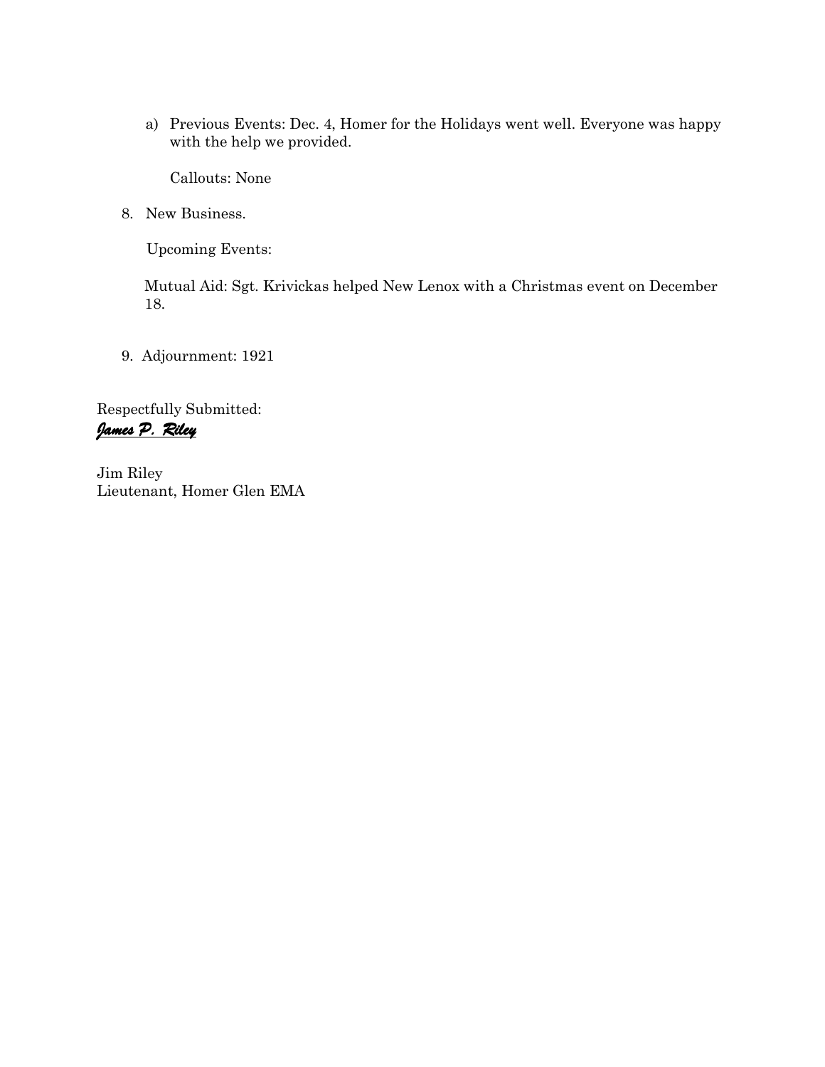a) Previous Events: Dec. 4, Homer for the Holidays went well. Everyone was happy with the help we provided.

   Callouts: None

8. New Business.

   Upcoming Events:

   Mutual Aid: Sgt. Krivickas helped New Lenox with a Christmas event on December 18.

9. Adjournment: 1921

Respectfully Submitted:
*James P. Riley*

Jim Riley
Lieutenant, Homer Glen EMA